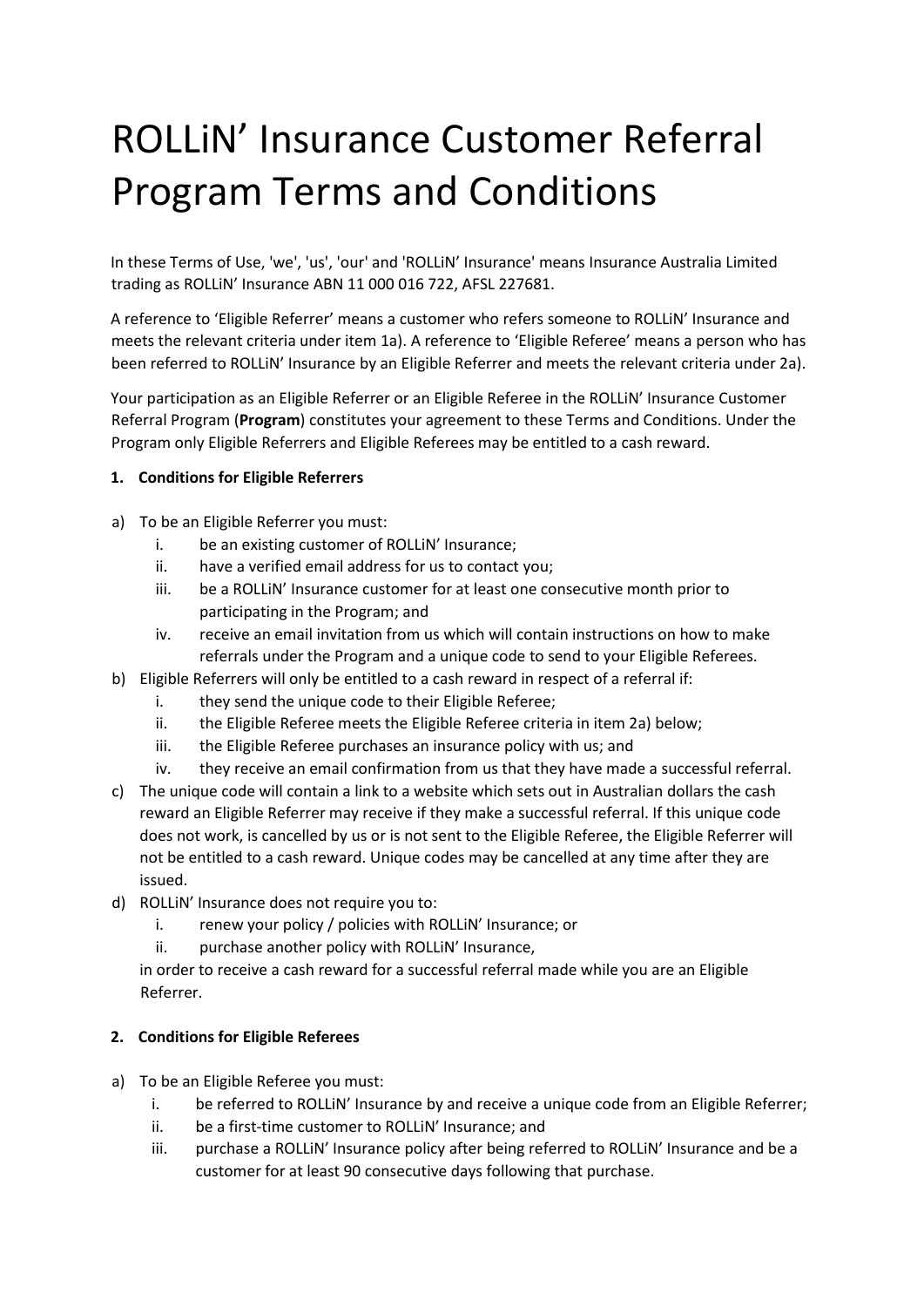# ROLLiN' Insurance Customer Referral Program Terms and Conditions

In these Terms of Use, 'we', 'us', 'our' and 'ROLLiN' Insurance' means Insurance Australia Limited trading as ROLLiN' Insurance ABN 11 000 016 722, AFSL 227681.

A reference to 'Eligible Referrer' means a customer who refers someone to ROLLiN' Insurance and meets the relevant criteria under item 1a). A reference to 'Eligible Referee' means a person who has been referred to ROLLiN' Insurance by an Eligible Referrer and meets the relevant criteria under 2a).

Your participation as an Eligible Referrer or an Eligible Referee in the ROLLiN' Insurance Customer Referral Program (**Program**) constitutes your agreement to these Terms and Conditions. Under the Program only Eligible Referrers and Eligible Referees may be entitled to a cash reward.

**1. Conditions for Eligible Referrers**

a) To be an Eligible Referrer you must:
   i. be an existing customer of ROLLiN' Insurance;
   ii. have a verified email address for us to contact you;
   iii. be a ROLLiN' Insurance customer for at least one consecutive month prior to participating in the Program; and
   iv. receive an email invitation from us which will contain instructions on how to make referrals under the Program and a unique code to send to your Eligible Referees.

b) Eligible Referrers will only be entitled to a cash reward in respect of a referral if:
   i. they send the unique code to their Eligible Referee;
   ii. the Eligible Referee meets the Eligible Referee criteria in item 2a) below;
   iii. the Eligible Referee purchases an insurance policy with us; and
   iv. they receive an email confirmation from us that they have made a successful referral.

c) The unique code will contain a link to a website which sets out in Australian dollars the cash reward an Eligible Referrer may receive if they make a successful referral. If this unique code does not work, is cancelled by us or is not sent to the Eligible Referee, the Eligible Referrer will not be entitled to a cash reward. Unique codes may be cancelled at any time after they are issued.

d) ROLLiN' Insurance does not require you to:
   i. renew your policy / policies with ROLLiN' Insurance; or
   ii. purchase another policy with ROLLiN' Insurance,

   in order to receive a cash reward for a successful referral made while you are an Eligible Referrer.

**2. Conditions for Eligible Referees**

a) To be an Eligible Referee you must:
   i. be referred to ROLLiN' Insurance by and receive a unique code from an Eligible Referrer;
   ii. be a first-time customer to ROLLiN' Insurance; and
   iii. purchase a ROLLiN' Insurance policy after being referred to ROLLiN' Insurance and be a customer for at least 90 consecutive days following that purchase.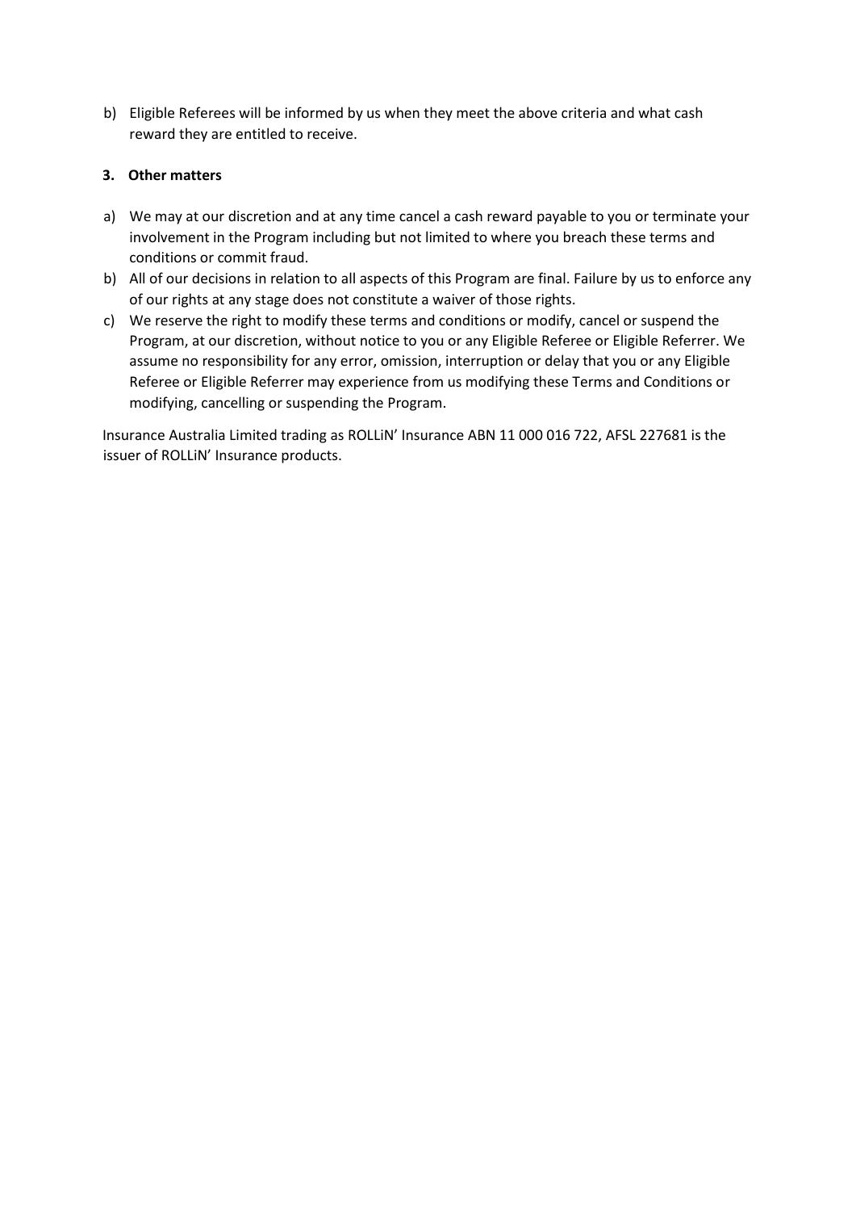b) Eligible Referees will be informed by us when they meet the above criteria and what cash reward they are entitled to receive.

### 3. Other matters

a) We may at our discretion and at any time cancel a cash reward payable to you or terminate your involvement in the Program including but not limited to where you breach these terms and conditions or commit fraud.

b) All of our decisions in relation to all aspects of this Program are final. Failure by us to enforce any of our rights at any stage does not constitute a waiver of those rights.

c) We reserve the right to modify these terms and conditions or modify, cancel or suspend the Program, at our discretion, without notice to you or any Eligible Referee or Eligible Referrer. We assume no responsibility for any error, omission, interruption or delay that you or any Eligible Referee or Eligible Referrer may experience from us modifying these Terms and Conditions or modifying, cancelling or suspending the Program.

Insurance Australia Limited trading as ROLLiN' Insurance ABN 11 000 016 722, AFSL 227681 is the issuer of ROLLiN' Insurance products.